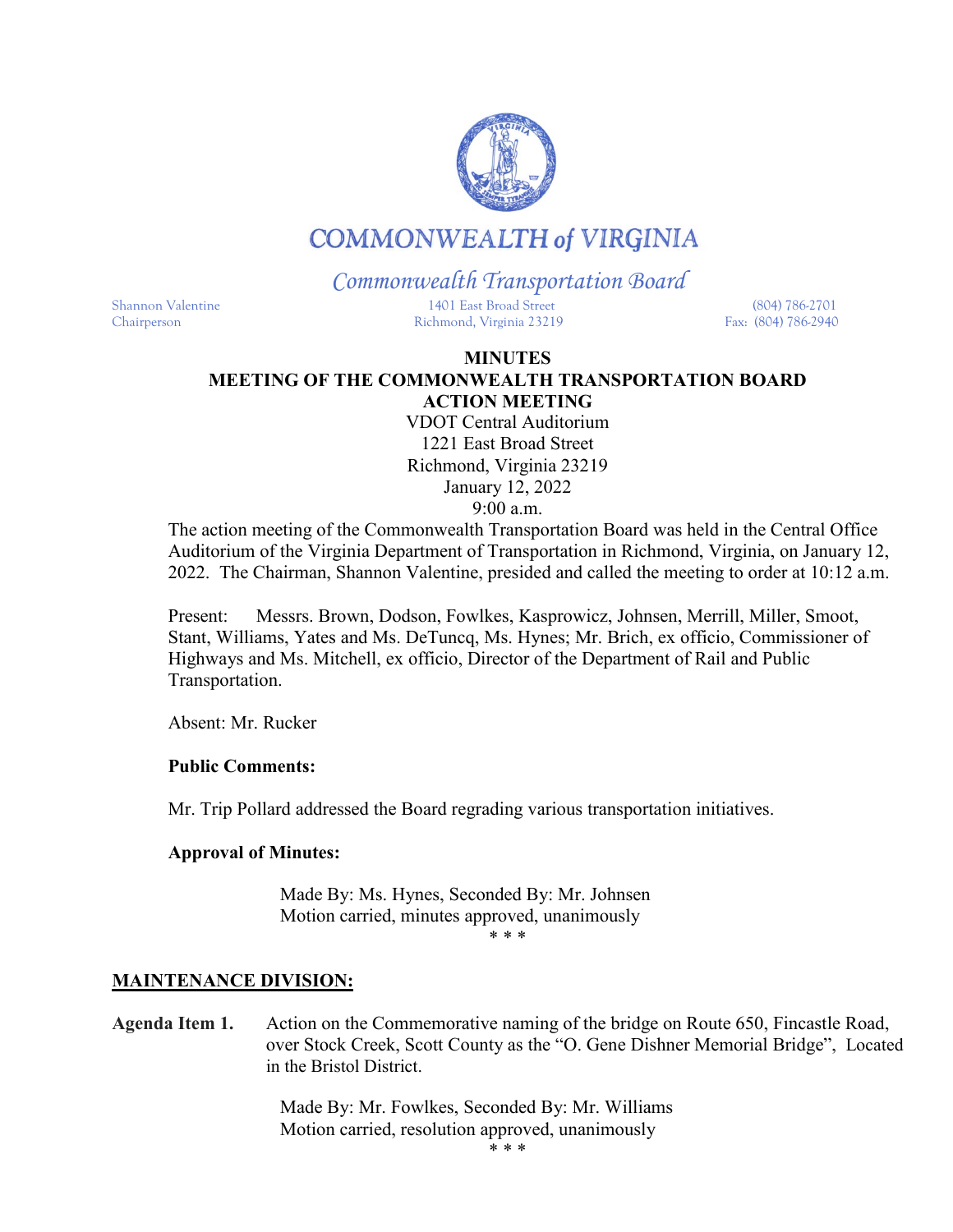# COMMONWEALTH of VIRGINIA

*Commonwealth Transportation Board*

Shannon Valentine
Chairperson

1401 East Broad Street
Richmond, Virginia 23219

(804) 786-2701
Fax: (804) 786-2940

**MINUTES**
**MEETING OF THE COMMONWEALTH TRANSPORTATION BOARD**
**ACTION MEETING**
VDOT Central Auditorium
1221 East Broad Street
Richmond, Virginia 23219
January 12, 2022
9:00 a.m.

The action meeting of the Commonwealth Transportation Board was held in the Central Office Auditorium of the Virginia Department of Transportation in Richmond, Virginia, on January 12, 2022. The Chairman, Shannon Valentine, presided and called the meeting to order at 10:12 a.m.

Present: Messrs. Brown, Dodson, Fowlkes, Kasprowicz, Johnsen, Merrill, Miller, Smoot, Stant, Williams, Yates and Ms. DeTuncq, Ms. Hynes; Mr. Brich, ex officio, Commissioner of Highways and Ms. Mitchell, ex officio, Director of the Department of Rail and Public Transportation.

Absent: Mr. Rucker

**Public Comments:**

Mr. Trip Pollard addressed the Board regrading various transportation initiatives.

**Approval of Minutes:**

Made By: Ms. Hynes, Seconded By: Mr. Johnsen
Motion carried, minutes approved, unanimously

\* \* \*

**MAINTENANCE DIVISION:**

**Agenda Item 1.** Action on the Commemorative naming of the bridge on Route 650, Fincastle Road, over Stock Creek, Scott County as the "O. Gene Dishner Memorial Bridge", Located in the Bristol District.

Made By: Mr. Fowlkes, Seconded By: Mr. Williams
Motion carried, resolution approved, unanimously

\* \* \*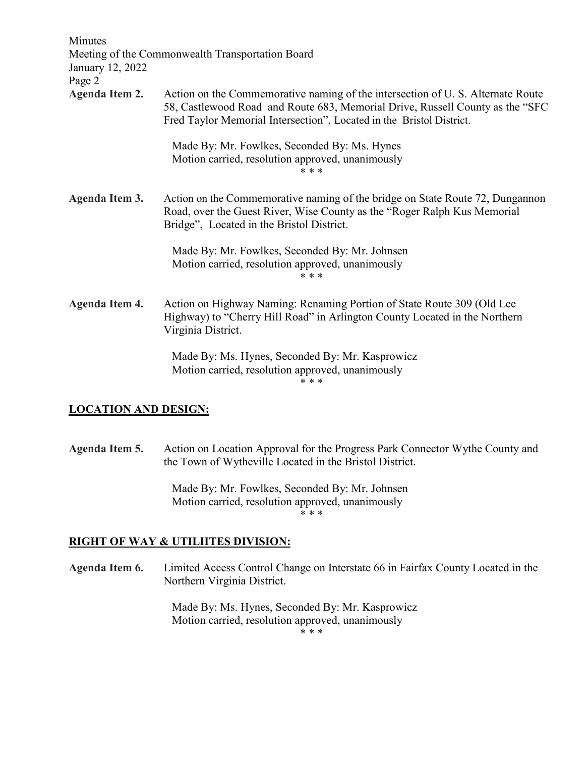**Agenda Item 2.** Action on the Commemorative naming of the intersection of U. S. Alternate Route 58, Castlewood Road and Route 683, Memorial Drive, Russell County as the "SFC Fred Taylor Memorial Intersection", Located in the Bristol District.

Made By: Mr. Fowlkes, Seconded By: Ms. Hynes
Motion carried, resolution approved, unanimously

\* \* \*

**Agenda Item 3.** Action on the Commemorative naming of the bridge on State Route 72, Dungannon Road, over the Guest River, Wise County as the "Roger Ralph Kus Memorial Bridge", Located in the Bristol District.

Made By: Mr. Fowlkes, Seconded By: Mr. Johnsen
Motion carried, resolution approved, unanimously

\* \* \*

**Agenda Item 4.** Action on Highway Naming: Renaming Portion of State Route 309 (Old Lee Highway) to "Cherry Hill Road" in Arlington County Located in the Northern Virginia District.

Made By: Ms. Hynes, Seconded By: Mr. Kasprowicz
Motion carried, resolution approved, unanimously

\* \* \*

**LOCATION AND DESIGN:**

**Agenda Item 5.** Action on Location Approval for the Progress Park Connector Wythe County and the Town of Wytheville Located in the Bristol District.

Made By: Mr. Fowlkes, Seconded By: Mr. Johnsen
Motion carried, resolution approved, unanimously

\* \* \*

**RIGHT OF WAY & UTILIITES DIVISION:**

**Agenda Item 6.** Limited Access Control Change on Interstate 66 in Fairfax County Located in the Northern Virginia District.

Made By: Ms. Hynes, Seconded By: Mr. Kasprowicz
Motion carried, resolution approved, unanimously

\* \* \*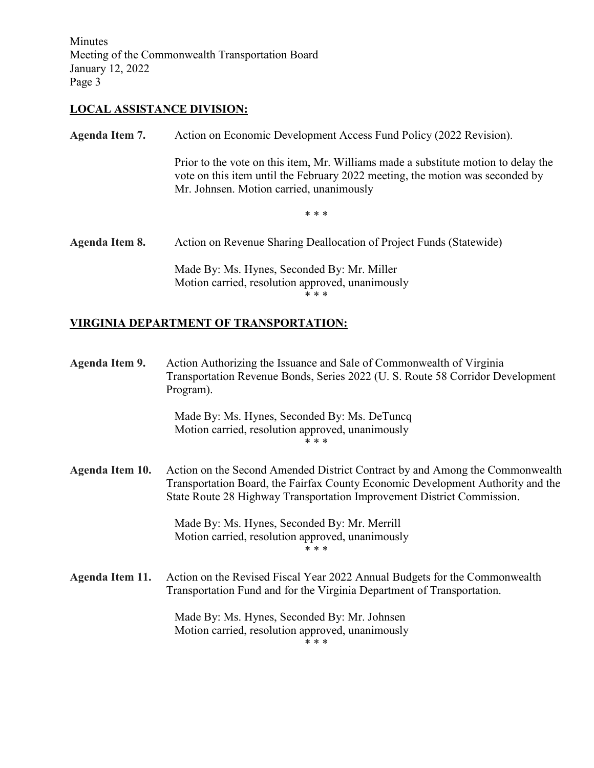## LOCAL ASSISTANCE DIVISION:

**Agenda Item 7.** Action on Economic Development Access Fund Policy (2022 Revision).

Prior to the vote on this item, Mr. Williams made a substitute motion to delay the vote on this item until the February 2022 meeting, the motion was seconded by Mr. Johnsen. Motion carried, unanimously

\* \* \*

**Agenda Item 8.** Action on Revenue Sharing Deallocation of Project Funds (Statewide)

Made By: Ms. Hynes, Seconded By: Mr. Miller
Motion carried, resolution approved, unanimously

\* \* \*

## VIRGINIA DEPARTMENT OF TRANSPORTATION:

**Agenda Item 9.** Action Authorizing the Issuance and Sale of Commonwealth of Virginia Transportation Revenue Bonds, Series 2022 (U. S. Route 58 Corridor Development Program).

Made By: Ms. Hynes, Seconded By: Ms. DeTuncq
Motion carried, resolution approved, unanimously

\* \* \*

**Agenda Item 10.** Action on the Second Amended District Contract by and Among the Commonwealth Transportation Board, the Fairfax County Economic Development Authority and the State Route 28 Highway Transportation Improvement District Commission.

Made By: Ms. Hynes, Seconded By: Mr. Merrill
Motion carried, resolution approved, unanimously

\* \* \*

**Agenda Item 11.** Action on the Revised Fiscal Year 2022 Annual Budgets for the Commonwealth Transportation Fund and for the Virginia Department of Transportation.

Made By: Ms. Hynes, Seconded By: Mr. Johnsen
Motion carried, resolution approved, unanimously

\* \* \*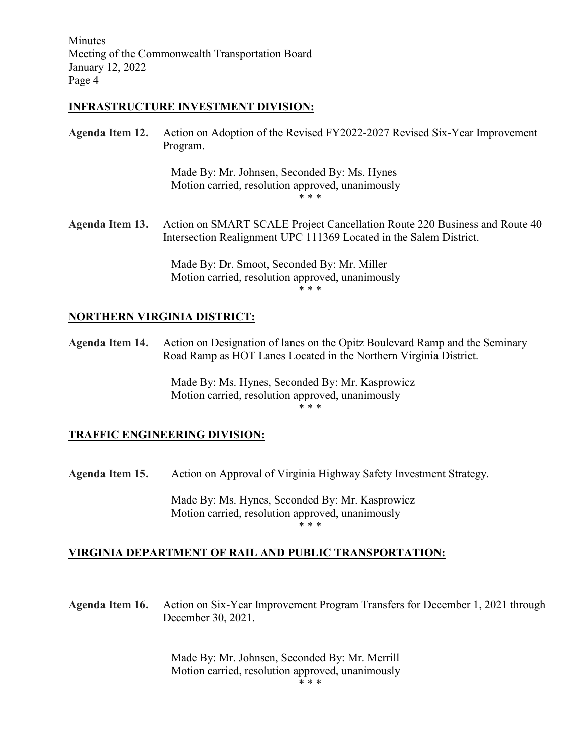**INFRASTRUCTURE INVESTMENT DIVISION:**

**Agenda Item 12.** Action on Adoption of the Revised FY2022-2027 Revised Six-Year Improvement Program.

Made By: Mr. Johnsen, Seconded By: Ms. Hynes
Motion carried, resolution approved, unanimously

\* \* \*

**Agenda Item 13.** Action on SMART SCALE Project Cancellation Route 220 Business and Route 40 Intersection Realignment UPC 111369 Located in the Salem District.

Made By: Dr. Smoot, Seconded By: Mr. Miller
Motion carried, resolution approved, unanimously

\* \* \*

**NORTHERN VIRGINIA DISTRICT:**

**Agenda Item 14.** Action on Designation of lanes on the Opitz Boulevard Ramp and the Seminary Road Ramp as HOT Lanes Located in the Northern Virginia District.

Made By: Ms. Hynes, Seconded By: Mr. Kasprowicz
Motion carried, resolution approved, unanimously

\* \* \*

**TRAFFIC ENGINEERING DIVISION:**

**Agenda Item 15.** Action on Approval of Virginia Highway Safety Investment Strategy.

Made By: Ms. Hynes, Seconded By: Mr. Kasprowicz
Motion carried, resolution approved, unanimously

\* \* \*

**VIRGINIA DEPARTMENT OF RAIL AND PUBLIC TRANSPORTATION:**

**Agenda Item 16.** Action on Six-Year Improvement Program Transfers for December 1, 2021 through December 30, 2021.

Made By: Mr. Johnsen, Seconded By: Mr. Merrill
Motion carried, resolution approved, unanimously

\* \* \*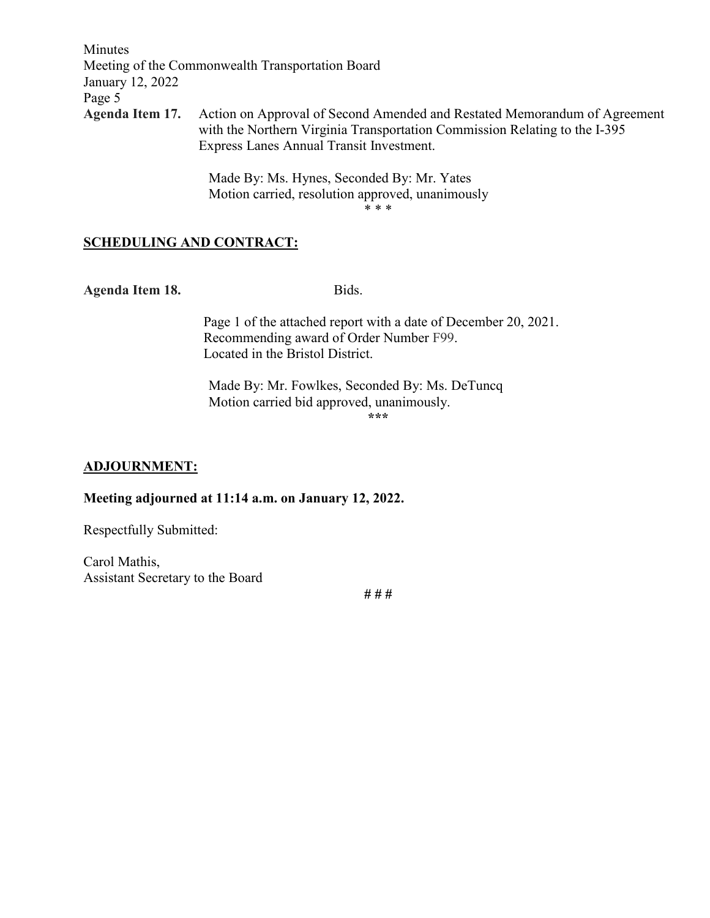**Agenda Item 17.** Action on Approval of Second Amended and Restated Memorandum of Agreement with the Northern Virginia Transportation Commission Relating to the I-395 Express Lanes Annual Transit Investment.

Made By: Ms. Hynes, Seconded By: Mr. Yates
Motion carried, resolution approved, unanimously

\* \* \*

## SCHEDULING AND CONTRACT:

**Agenda Item 18.** Bids.

Page 1 of the attached report with a date of December 20, 2021.
Recommending award of Order Number F99.
Located in the Bristol District.

Made By: Mr. Fowlkes, Seconded By: Ms. DeTuncq
Motion carried bid approved, unanimously.

\*\*\*

## ADJOURNMENT:

**Meeting adjourned at 11:14 a.m. on January 12, 2022.**

Respectfully Submitted:

Carol Mathis,
Assistant Secretary to the Board

\# # #